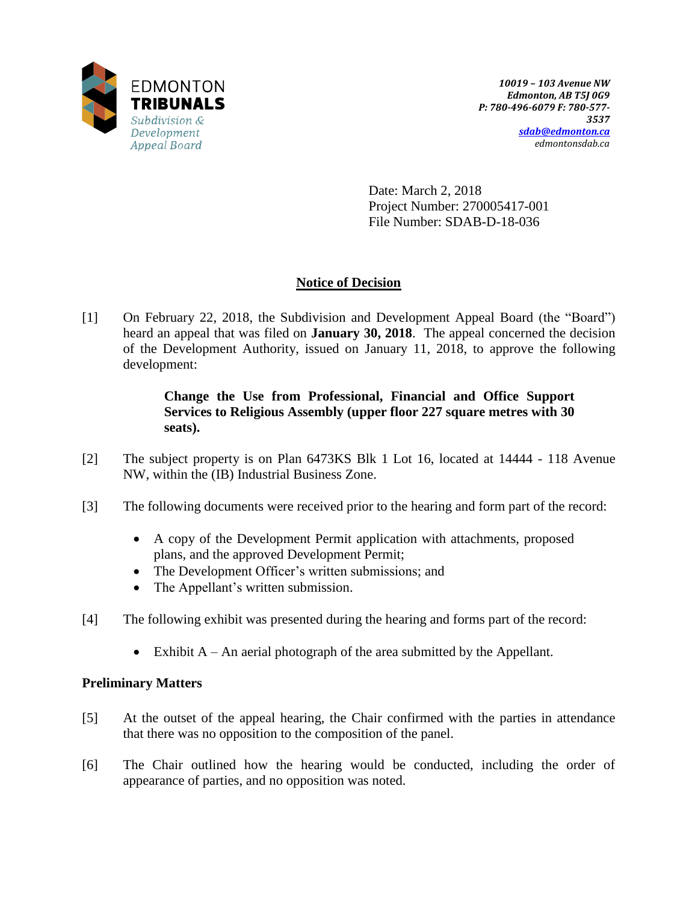EDMONTON
**TRIBUNALS**
*Subdivision & Development Appeal Board*

***10019 – 103 Avenue NW***
***Edmonton, AB T5J 0G9***
***P: 780-496-6079 F: 780-577-3537***
***sdab@edmonton.ca***
*edmontonsdab.ca*

Date: March 2, 2018
Project Number: 270005417-001
File Number: SDAB-D-18-036

## Notice of Decision

[1] On February 22, 2018, the Subdivision and Development Appeal Board (the "Board") heard an appeal that was filed on **January 30, 2018**. The appeal concerned the decision of the Development Authority, issued on January 11, 2018, to approve the following development:

> **Change the Use from Professional, Financial and Office Support Services to Religious Assembly (upper floor 227 square metres with 30 seats).**

[2] The subject property is on Plan 6473KS Blk 1 Lot 16, located at 14444 - 118 Avenue NW, within the (IB) Industrial Business Zone.

[3] The following documents were received prior to the hearing and form part of the record:

- A copy of the Development Permit application with attachments, proposed plans, and the approved Development Permit;
- The Development Officer's written submissions; and
- The Appellant's written submission.

[4] The following exhibit was presented during the hearing and forms part of the record:

- Exhibit A – An aerial photograph of the area submitted by the Appellant.

### Preliminary Matters

[5] At the outset of the appeal hearing, the Chair confirmed with the parties in attendance that there was no opposition to the composition of the panel.

[6] The Chair outlined how the hearing would be conducted, including the order of appearance of parties, and no opposition was noted.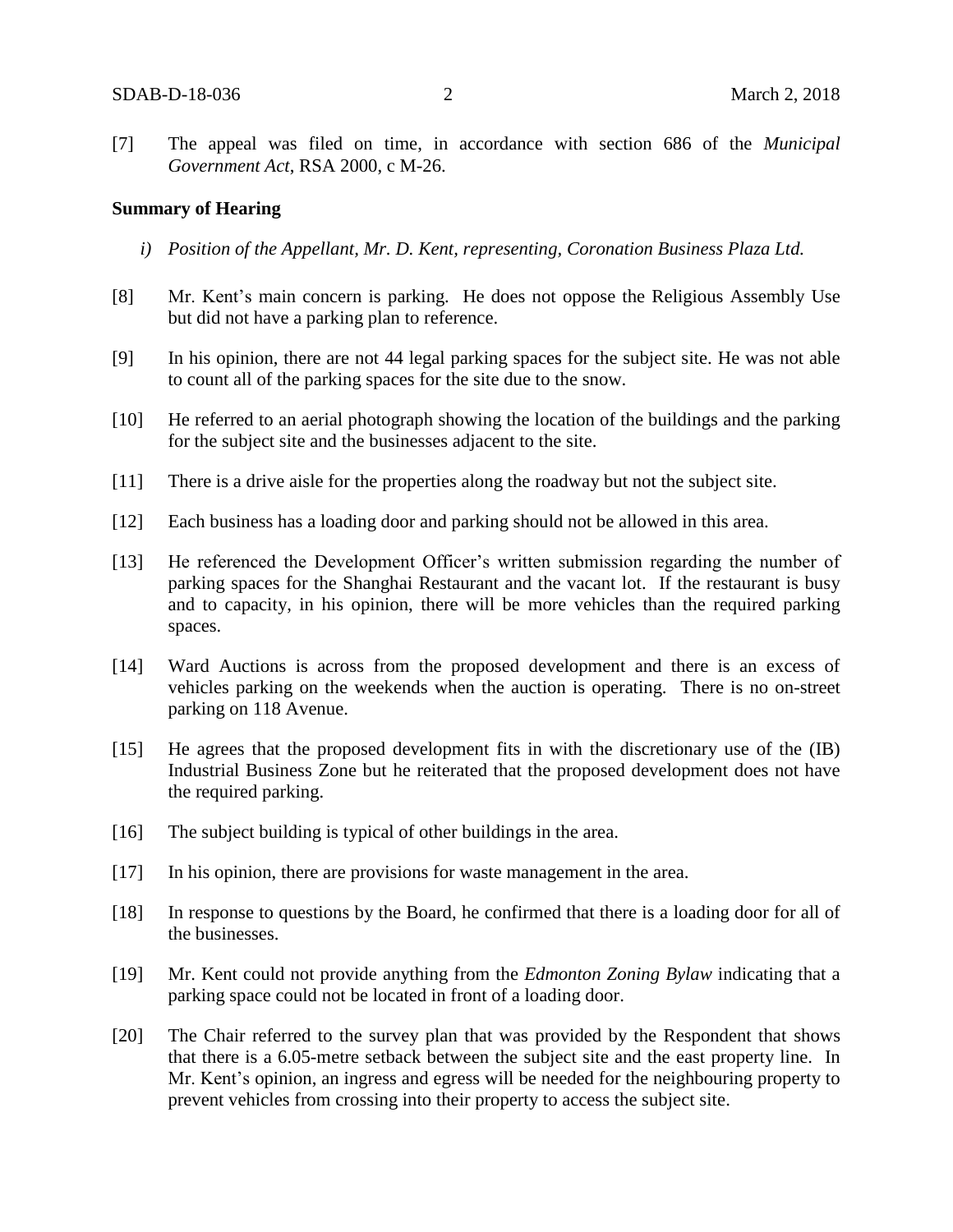[7] The appeal was filed on time, in accordance with section 686 of the *Municipal Government Act*, RSA 2000, c M-26.

**Summary of Hearing**

*i) Position of the Appellant, Mr. D. Kent, representing, Coronation Business Plaza Ltd.*

[8] Mr. Kent's main concern is parking. He does not oppose the Religious Assembly Use but did not have a parking plan to reference.

[9] In his opinion, there are not 44 legal parking spaces for the subject site. He was not able to count all of the parking spaces for the site due to the snow.

[10] He referred to an aerial photograph showing the location of the buildings and the parking for the subject site and the businesses adjacent to the site.

[11] There is a drive aisle for the properties along the roadway but not the subject site.

[12] Each business has a loading door and parking should not be allowed in this area.

[13] He referenced the Development Officer's written submission regarding the number of parking spaces for the Shanghai Restaurant and the vacant lot. If the restaurant is busy and to capacity, in his opinion, there will be more vehicles than the required parking spaces.

[14] Ward Auctions is across from the proposed development and there is an excess of vehicles parking on the weekends when the auction is operating. There is no on-street parking on 118 Avenue.

[15] He agrees that the proposed development fits in with the discretionary use of the (IB) Industrial Business Zone but he reiterated that the proposed development does not have the required parking.

[16] The subject building is typical of other buildings in the area.

[17] In his opinion, there are provisions for waste management in the area.

[18] In response to questions by the Board, he confirmed that there is a loading door for all of the businesses.

[19] Mr. Kent could not provide anything from the *Edmonton Zoning Bylaw* indicating that a parking space could not be located in front of a loading door.

[20] The Chair referred to the survey plan that was provided by the Respondent that shows that there is a 6.05-metre setback between the subject site and the east property line. In Mr. Kent's opinion, an ingress and egress will be needed for the neighbouring property to prevent vehicles from crossing into their property to access the subject site.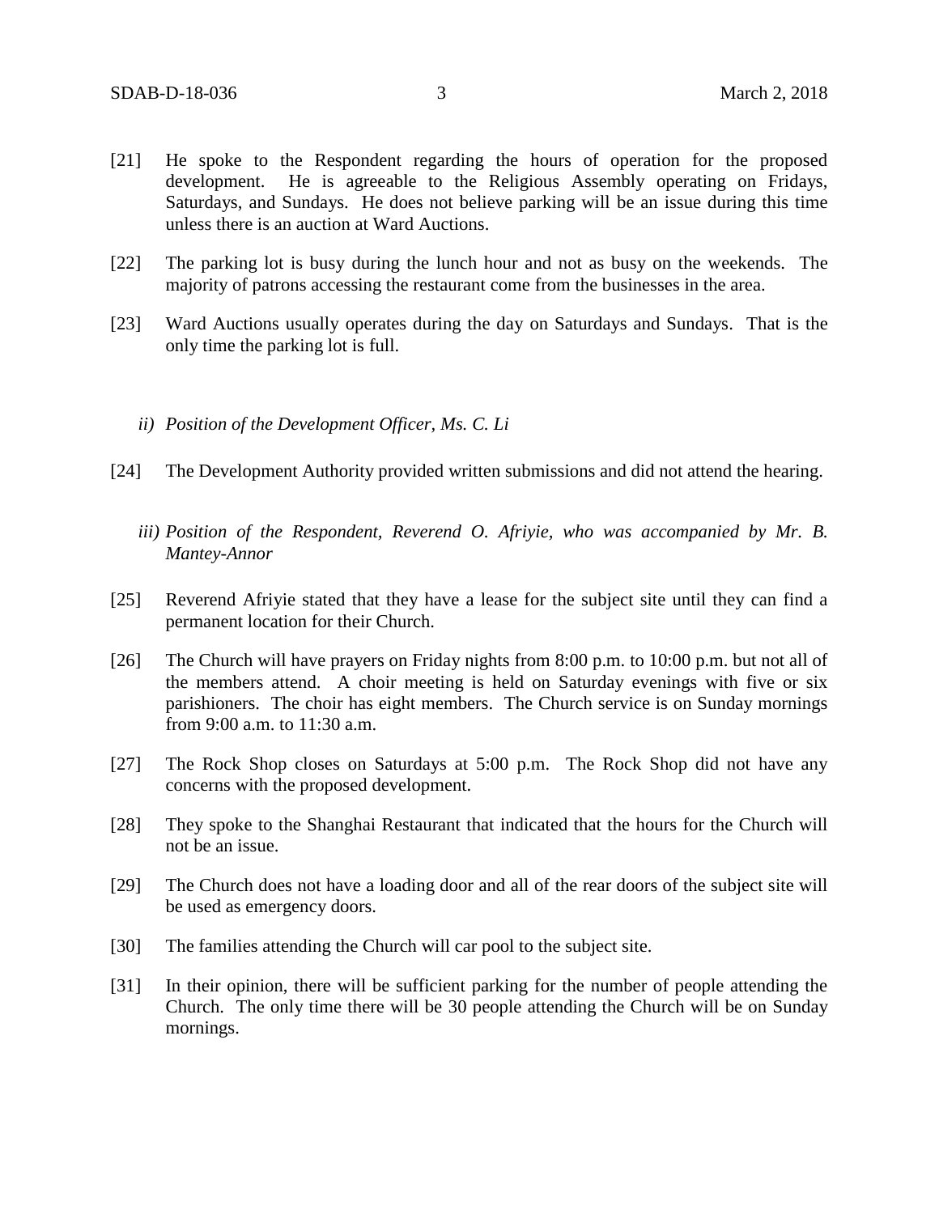[21] He spoke to the Respondent regarding the hours of operation for the proposed development. He is agreeable to the Religious Assembly operating on Fridays, Saturdays, and Sundays. He does not believe parking will be an issue during this time unless there is an auction at Ward Auctions.

[22] The parking lot is busy during the lunch hour and not as busy on the weekends. The majority of patrons accessing the restaurant come from the businesses in the area.

[23] Ward Auctions usually operates during the day on Saturdays and Sundays. That is the only time the parking lot is full.

*ii) Position of the Development Officer, Ms. C. Li*

[24] The Development Authority provided written submissions and did not attend the hearing.

*iii) Position of the Respondent, Reverend O. Afriyie, who was accompanied by Mr. B. Mantey-Annor*

[25] Reverend Afriyie stated that they have a lease for the subject site until they can find a permanent location for their Church.

[26] The Church will have prayers on Friday nights from 8:00 p.m. to 10:00 p.m. but not all of the members attend. A choir meeting is held on Saturday evenings with five or six parishioners. The choir has eight members. The Church service is on Sunday mornings from 9:00 a.m. to 11:30 a.m.

[27] The Rock Shop closes on Saturdays at 5:00 p.m. The Rock Shop did not have any concerns with the proposed development.

[28] They spoke to the Shanghai Restaurant that indicated that the hours for the Church will not be an issue.

[29] The Church does not have a loading door and all of the rear doors of the subject site will be used as emergency doors.

[30] The families attending the Church will car pool to the subject site.

[31] In their opinion, there will be sufficient parking for the number of people attending the Church. The only time there will be 30 people attending the Church will be on Sunday mornings.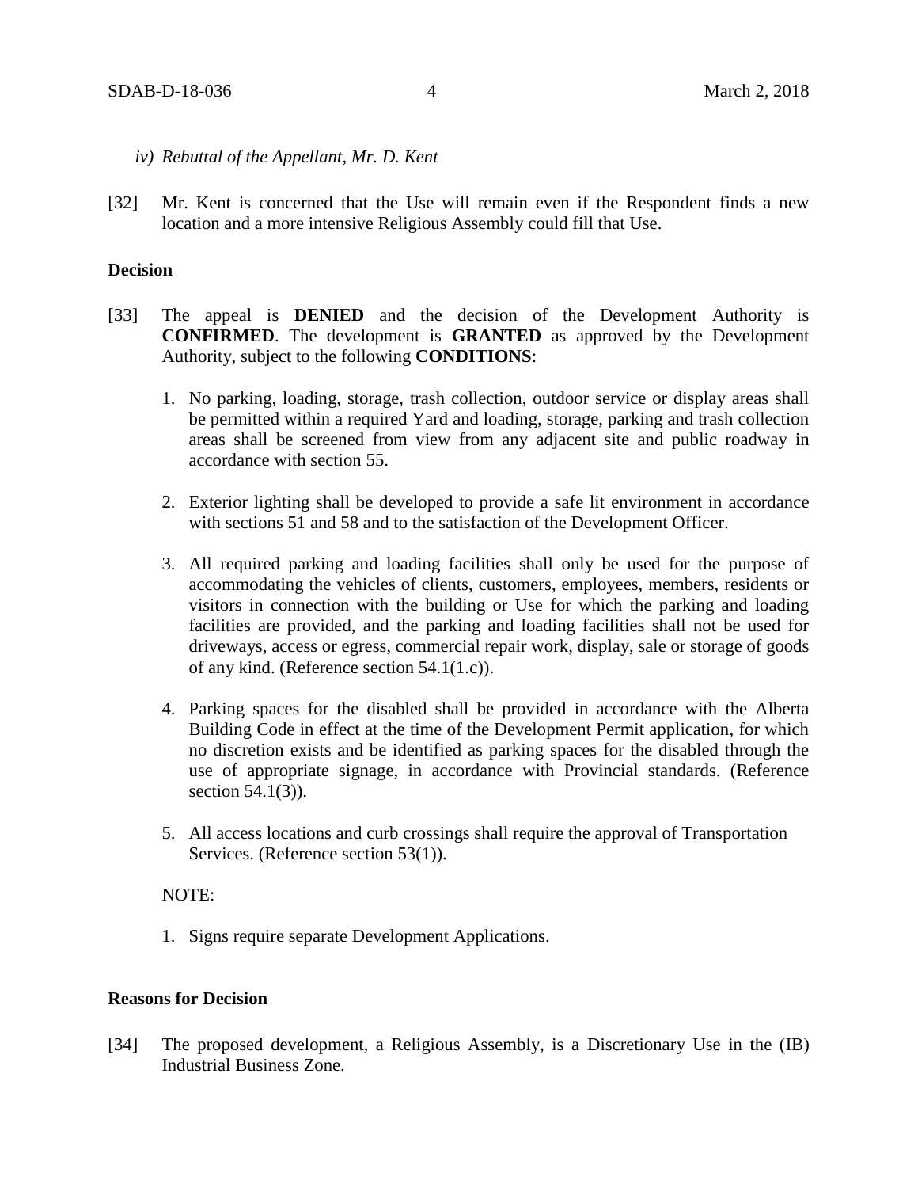*iv) Rebuttal of the Appellant, Mr. D. Kent*

[32] Mr. Kent is concerned that the Use will remain even if the Respondent finds a new location and a more intensive Religious Assembly could fill that Use.

**Decision**

[33] The appeal is **DENIED** and the decision of the Development Authority is **CONFIRMED**. The development is **GRANTED** as approved by the Development Authority, subject to the following **CONDITIONS**:

1. No parking, loading, storage, trash collection, outdoor service or display areas shall be permitted within a required Yard and loading, storage, parking and trash collection areas shall be screened from view from any adjacent site and public roadway in accordance with section 55.

2. Exterior lighting shall be developed to provide a safe lit environment in accordance with sections 51 and 58 and to the satisfaction of the Development Officer.

3. All required parking and loading facilities shall only be used for the purpose of accommodating the vehicles of clients, customers, employees, members, residents or visitors in connection with the building or Use for which the parking and loading facilities are provided, and the parking and loading facilities shall not be used for driveways, access or egress, commercial repair work, display, sale or storage of goods of any kind. (Reference section 54.1(1.c)).

4. Parking spaces for the disabled shall be provided in accordance with the Alberta Building Code in effect at the time of the Development Permit application, for which no discretion exists and be identified as parking spaces for the disabled through the use of appropriate signage, in accordance with Provincial standards. (Reference section 54.1(3)).

5. All access locations and curb crossings shall require the approval of Transportation Services. (Reference section 53(1)).

NOTE:

1. Signs require separate Development Applications.

**Reasons for Decision**

[34] The proposed development, a Religious Assembly, is a Discretionary Use in the (IB) Industrial Business Zone.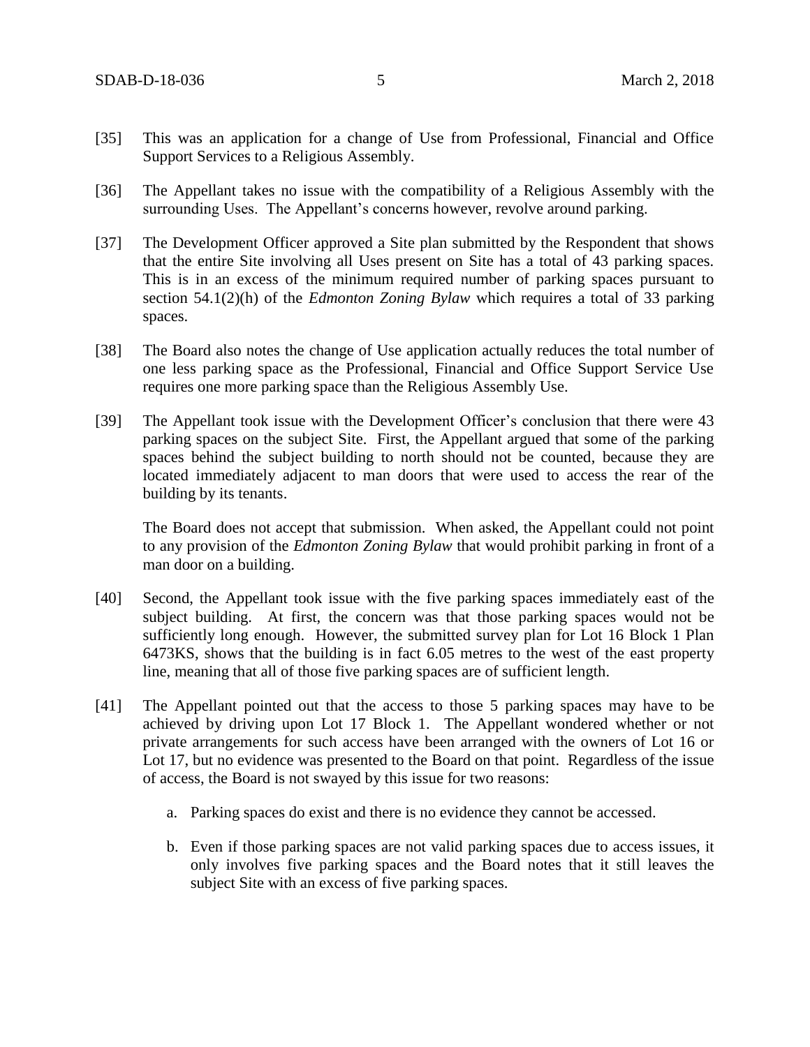[35] This was an application for a change of Use from Professional, Financial and Office Support Services to a Religious Assembly.

[36] The Appellant takes no issue with the compatibility of a Religious Assembly with the surrounding Uses. The Appellant's concerns however, revolve around parking.

[37] The Development Officer approved a Site plan submitted by the Respondent that shows that the entire Site involving all Uses present on Site has a total of 43 parking spaces. This is in an excess of the minimum required number of parking spaces pursuant to section 54.1(2)(h) of the *Edmonton Zoning Bylaw* which requires a total of 33 parking spaces.

[38] The Board also notes the change of Use application actually reduces the total number of one less parking space as the Professional, Financial and Office Support Service Use requires one more parking space than the Religious Assembly Use.

[39] The Appellant took issue with the Development Officer's conclusion that there were 43 parking spaces on the subject Site. First, the Appellant argued that some of the parking spaces behind the subject building to north should not be counted, because they are located immediately adjacent to man doors that were used to access the rear of the building by its tenants.

The Board does not accept that submission. When asked, the Appellant could not point to any provision of the *Edmonton Zoning Bylaw* that would prohibit parking in front of a man door on a building.

[40] Second, the Appellant took issue with the five parking spaces immediately east of the subject building. At first, the concern was that those parking spaces would not be sufficiently long enough. However, the submitted survey plan for Lot 16 Block 1 Plan 6473KS, shows that the building is in fact 6.05 metres to the west of the east property line, meaning that all of those five parking spaces are of sufficient length.

[41] The Appellant pointed out that the access to those 5 parking spaces may have to be achieved by driving upon Lot 17 Block 1. The Appellant wondered whether or not private arrangements for such access have been arranged with the owners of Lot 16 or Lot 17, but no evidence was presented to the Board on that point. Regardless of the issue of access, the Board is not swayed by this issue for two reasons:

a. Parking spaces do exist and there is no evidence they cannot be accessed.

b. Even if those parking spaces are not valid parking spaces due to access issues, it only involves five parking spaces and the Board notes that it still leaves the subject Site with an excess of five parking spaces.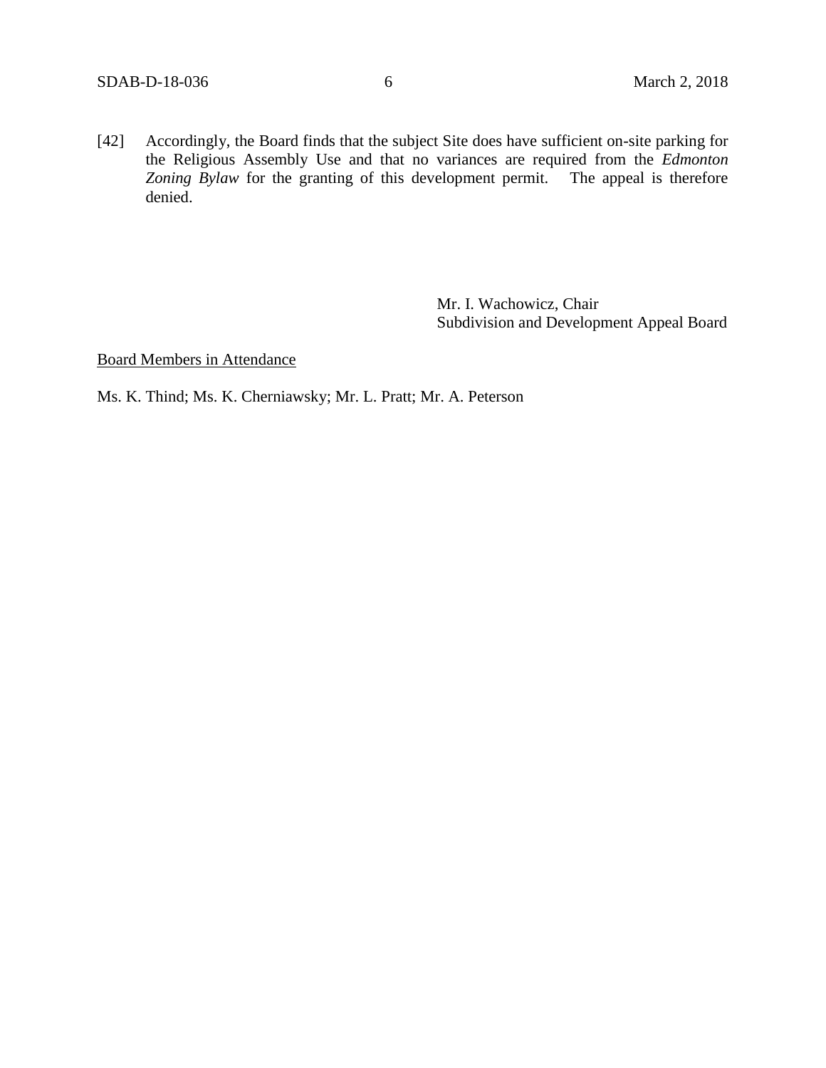[42] Accordingly, the Board finds that the subject Site does have sufficient on-site parking for the Religious Assembly Use and that no variances are required from the *Edmonton Zoning Bylaw* for the granting of this development permit. The appeal is therefore denied.

Mr. I. Wachowicz, Chair
Subdivision and Development Appeal Board

<u>Board Members in Attendance</u>

Ms. K. Thind; Ms. K. Cherniawsky; Mr. L. Pratt; Mr. A. Peterson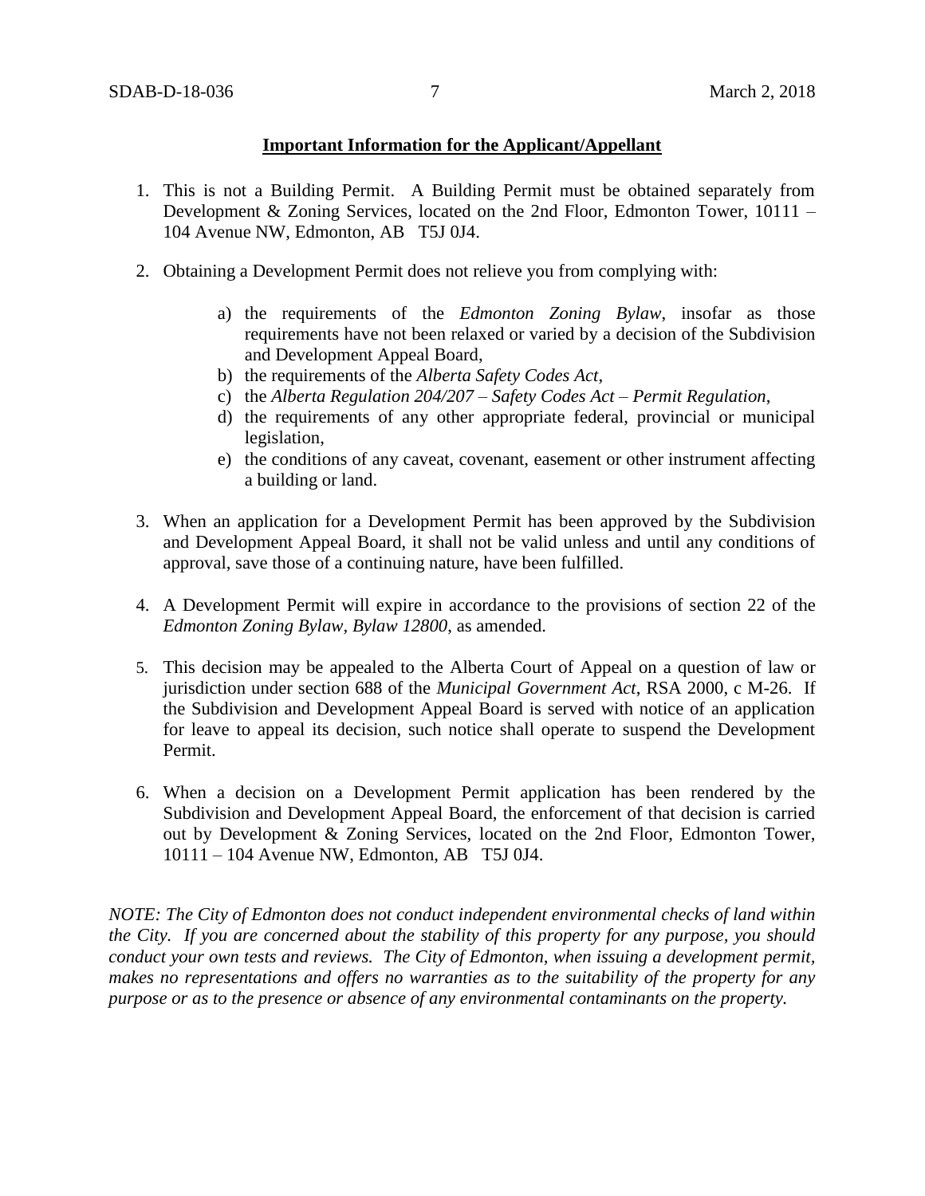**Important Information for the Applicant/Appellant**

1. This is not a Building Permit. A Building Permit must be obtained separately from Development & Zoning Services, located on the 2nd Floor, Edmonton Tower, 10111 – 104 Avenue NW, Edmonton, AB T5J 0J4.

2. Obtaining a Development Permit does not relieve you from complying with:

   a) the requirements of the *Edmonton Zoning Bylaw*, insofar as those requirements have not been relaxed or varied by a decision of the Subdivision and Development Appeal Board,
   b) the requirements of the *Alberta Safety Codes Act*,
   c) the *Alberta Regulation 204/207 – Safety Codes Act – Permit Regulation*,
   d) the requirements of any other appropriate federal, provincial or municipal legislation,
   e) the conditions of any caveat, covenant, easement or other instrument affecting a building or land.

3. When an application for a Development Permit has been approved by the Subdivision and Development Appeal Board, it shall not be valid unless and until any conditions of approval, save those of a continuing nature, have been fulfilled.

4. A Development Permit will expire in accordance to the provisions of section 22 of the *Edmonton Zoning Bylaw, Bylaw 12800*, as amended.

5. This decision may be appealed to the Alberta Court of Appeal on a question of law or jurisdiction under section 688 of the *Municipal Government Act*, RSA 2000, c M-26. If the Subdivision and Development Appeal Board is served with notice of an application for leave to appeal its decision, such notice shall operate to suspend the Development Permit.

6. When a decision on a Development Permit application has been rendered by the Subdivision and Development Appeal Board, the enforcement of that decision is carried out by Development & Zoning Services, located on the 2nd Floor, Edmonton Tower, 10111 – 104 Avenue NW, Edmonton, AB T5J 0J4.

*NOTE: The City of Edmonton does not conduct independent environmental checks of land within the City. If you are concerned about the stability of this property for any purpose, you should conduct your own tests and reviews. The City of Edmonton, when issuing a development permit, makes no representations and offers no warranties as to the suitability of the property for any purpose or as to the presence or absence of any environmental contaminants on the property.*